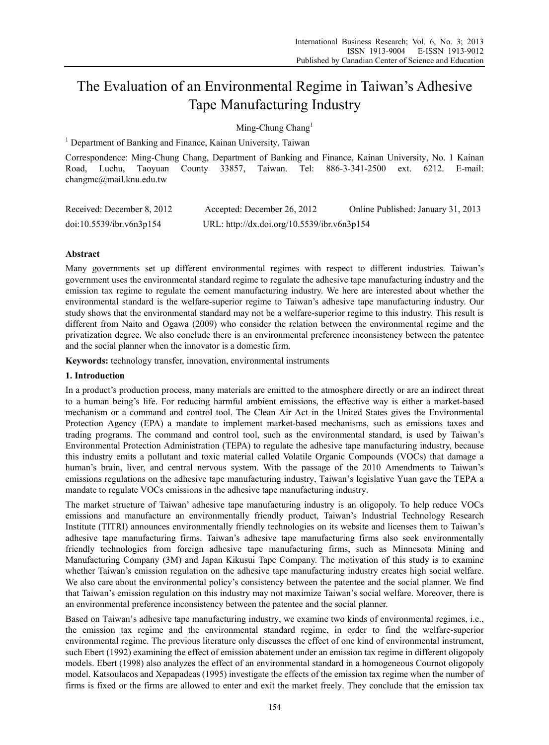# The Evaluation of an Environmental Regime in Taiwan's Adhesive Tape Manufacturing Industry

Ming-Chung Chang[1]

[1] Department of Banking and Finance, Kainan University, Taiwan

Correspondence: Ming-Chung Chang, Department of Banking and Finance, Kainan University, No. 1 Kainan Road, Luchu, Taoyuan County 33857, Taiwan. Tel: 886-3-341-2500 ext. 6212. E-mail: changmc@mail.knu.edu.tw

Received: December 8, 2012 Accepted: December 26, 2012 Online Published: January 31, 2013

doi:10.5539/ibr.v6n3p154 URL: http://dx.doi.org/10.5539/ibr.v6n3p154

## Abstract

Many governments set up different environmental regimes with respect to different industries. Taiwan's government uses the environmental standard regime to regulate the adhesive tape manufacturing industry and the emission tax regime to regulate the cement manufacturing industry. We here are interested about whether the environmental standard is the welfare-superior regime to Taiwan's adhesive tape manufacturing industry. Our study shows that the environmental standard may not be a welfare-superior regime to this industry. This result is different from Naito and Ogawa (2009) who consider the relation between the environmental regime and the privatization degree. We also conclude there is an environmental preference inconsistency between the patentee and the social planner when the innovator is a domestic firm.

**Keywords:** technology transfer, innovation, environmental instruments

## 1. Introduction

In a product's production process, many materials are emitted to the atmosphere directly or are an indirect threat to a human being's life. For reducing harmful ambient emissions, the effective way is either a market-based mechanism or a command and control tool. The Clean Air Act in the United States gives the Environmental Protection Agency (EPA) a mandate to implement market-based mechanisms, such as emissions taxes and trading programs. The command and control tool, such as the environmental standard, is used by Taiwan's Environmental Protection Administration (TEPA) to regulate the adhesive tape manufacturing industry, because this industry emits a pollutant and toxic material called Volatile Organic Compounds (VOCs) that damage a human's brain, liver, and central nervous system. With the passage of the 2010 Amendments to Taiwan's emissions regulations on the adhesive tape manufacturing industry, Taiwan's legislative Yuan gave the TEPA a mandate to regulate VOCs emissions in the adhesive tape manufacturing industry.

The market structure of Taiwan' adhesive tape manufacturing industry is an oligopoly. To help reduce VOCs emissions and manufacture an environmentally friendly product, Taiwan's Industrial Technology Research Institute (TITRI) announces environmentally friendly technologies on its website and licenses them to Taiwan's adhesive tape manufacturing firms. Taiwan's adhesive tape manufacturing firms also seek environmentally friendly technologies from foreign adhesive tape manufacturing firms, such as Minnesota Mining and Manufacturing Company (3M) and Japan Kikusui Tape Company. The motivation of this study is to examine whether Taiwan's emission regulation on the adhesive tape manufacturing industry creates high social welfare. We also care about the environmental policy's consistency between the patentee and the social planner. We find that Taiwan's emission regulation on this industry may not maximize Taiwan's social welfare. Moreover, there is an environmental preference inconsistency between the patentee and the social planner.

Based on Taiwan's adhesive tape manufacturing industry, we examine two kinds of environmental regimes, i.e., the emission tax regime and the environmental standard regime, in order to find the welfare-superior environmental regime. The previous literature only discusses the effect of one kind of environmental instrument, such Ebert (1992) examining the effect of emission abatement under an emission tax regime in different oligopoly models. Ebert (1998) also analyzes the effect of an environmental standard in a homogeneous Cournot oligopoly model. Katsoulacos and Xepapadeas (1995) investigate the effects of the emission tax regime when the number of firms is fixed or the firms are allowed to enter and exit the market freely. They conclude that the emission tax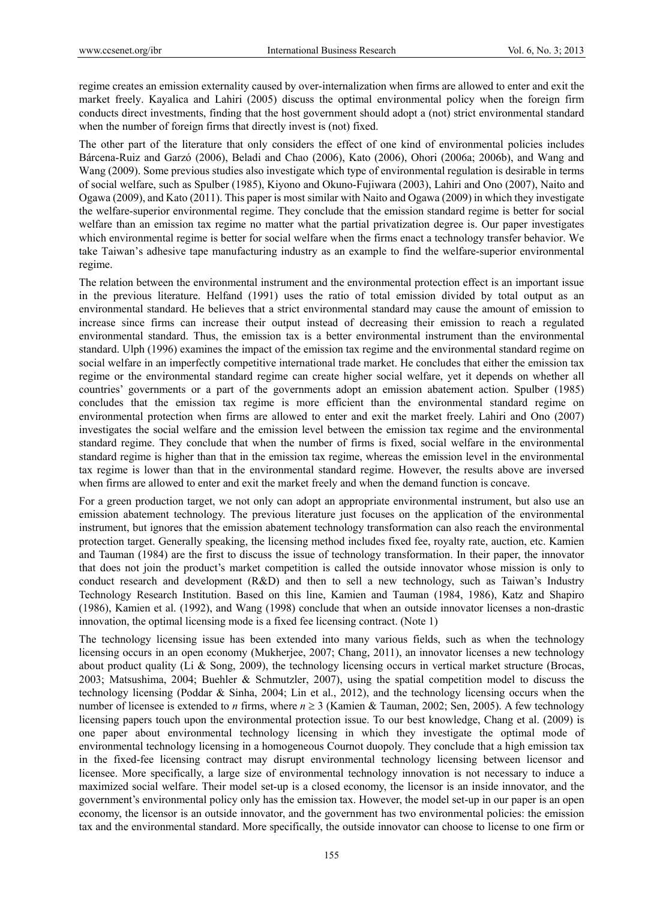regime creates an emission externality caused by over-internalization when firms are allowed to enter and exit the market freely. Kayalica and Lahiri (2005) discuss the optimal environmental policy when the foreign firm conducts direct investments, finding that the host government should adopt a (not) strict environmental standard when the number of foreign firms that directly invest is (not) fixed.

The other part of the literature that only considers the effect of one kind of environmental policies includes Bárcena-Ruiz and Garzó (2006), Beladi and Chao (2006), Kato (2006), Ohori (2006a; 2006b), and Wang and Wang (2009). Some previous studies also investigate which type of environmental regulation is desirable in terms of social welfare, such as Spulber (1985), Kiyono and Okuno-Fujiwara (2003), Lahiri and Ono (2007), Naito and Ogawa (2009), and Kato (2011). This paper is most similar with Naito and Ogawa (2009) in which they investigate the welfare-superior environmental regime. They conclude that the emission standard regime is better for social welfare than an emission tax regime no matter what the partial privatization degree is. Our paper investigates which environmental regime is better for social welfare when the firms enact a technology transfer behavior. We take Taiwan's adhesive tape manufacturing industry as an example to find the welfare-superior environmental regime.

The relation between the environmental instrument and the environmental protection effect is an important issue in the previous literature. Helfand (1991) uses the ratio of total emission divided by total output as an environmental standard. He believes that a strict environmental standard may cause the amount of emission to increase since firms can increase their output instead of decreasing their emission to reach a regulated environmental standard. Thus, the emission tax is a better environmental instrument than the environmental standard. Ulph (1996) examines the impact of the emission tax regime and the environmental standard regime on social welfare in an imperfectly competitive international trade market. He concludes that either the emission tax regime or the environmental standard regime can create higher social welfare, yet it depends on whether all countries' governments or a part of the governments adopt an emission abatement action. Spulber (1985) concludes that the emission tax regime is more efficient than the environmental standard regime on environmental protection when firms are allowed to enter and exit the market freely. Lahiri and Ono (2007) investigates the social welfare and the emission level between the emission tax regime and the environmental standard regime. They conclude that when the number of firms is fixed, social welfare in the environmental standard regime is higher than that in the emission tax regime, whereas the emission level in the environmental tax regime is lower than that in the environmental standard regime. However, the results above are inversed when firms are allowed to enter and exit the market freely and when the demand function is concave.

For a green production target, we not only can adopt an appropriate environmental instrument, but also use an emission abatement technology. The previous literature just focuses on the application of the environmental instrument, but ignores that the emission abatement technology transformation can also reach the environmental protection target. Generally speaking, the licensing method includes fixed fee, royalty rate, auction, etc. Kamien and Tauman (1984) are the first to discuss the issue of technology transformation. In their paper, the innovator that does not join the product's market competition is called the outside innovator whose mission is only to conduct research and development (R&D) and then to sell a new technology, such as Taiwan's Industry Technology Research Institution. Based on this line, Kamien and Tauman (1984, 1986), Katz and Shapiro (1986), Kamien et al. (1992), and Wang (1998) conclude that when an outside innovator licenses a non-drastic innovation, the optimal licensing mode is a fixed fee licensing contract. (Note 1)

The technology licensing issue has been extended into many various fields, such as when the technology licensing occurs in an open economy (Mukherjee, 2007; Chang, 2011), an innovator licenses a new technology about product quality (Li & Song, 2009), the technology licensing occurs in vertical market structure (Brocas, 2003; Matsushima, 2004; Buehler & Schmutzler, 2007), using the spatial competition model to discuss the technology licensing (Poddar & Sinha, 2004; Lin et al., 2012), and the technology licensing occurs when the number of licensee is extended to $n$ firms, where $n \geq 3$ (Kamien & Tauman, 2002; Sen, 2005). A few technology licensing papers touch upon the environmental protection issue. To our best knowledge, Chang et al. (2009) is one paper about environmental technology licensing in which they investigate the optimal mode of environmental technology licensing in a homogeneous Cournot duopoly. They conclude that a high emission tax in the fixed-fee licensing contract may disrupt environmental technology licensing between licensor and licensee. More specifically, a large size of environmental technology innovation is not necessary to induce a maximized social welfare. Their model set-up is a closed economy, the licensor is an inside innovator, and the government's environmental policy only has the emission tax. However, the model set-up in our paper is an open economy, the licensor is an outside innovator, and the government has two environmental policies: the emission tax and the environmental standard. More specifically, the outside innovator can choose to license to one firm or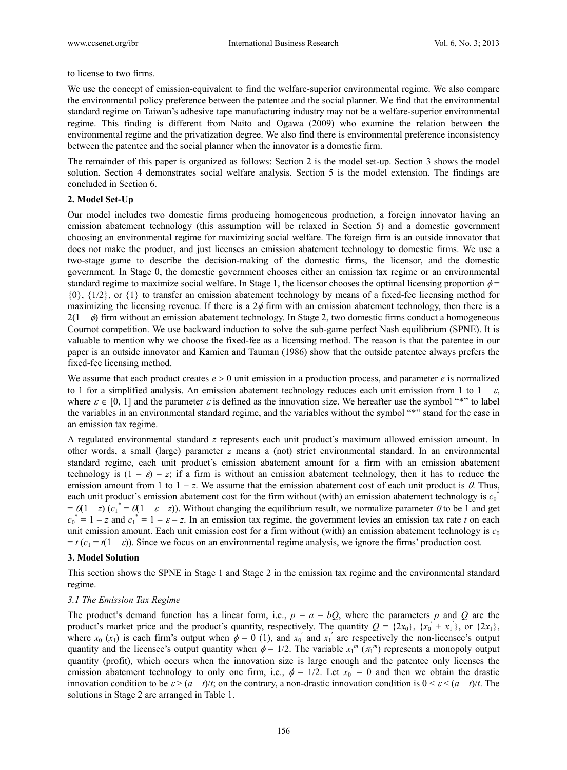to license to two firms.

We use the concept of emission-equivalent to find the welfare-superior environmental regime. We also compare the environmental policy preference between the patentee and the social planner. We find that the environmental standard regime on Taiwan's adhesive tape manufacturing industry may not be a welfare-superior environmental regime. This finding is different from Naito and Ogawa (2009) who examine the relation between the environmental regime and the privatization degree. We also find there is environmental preference inconsistency between the patentee and the social planner when the innovator is a domestic firm.

The remainder of this paper is organized as follows: Section 2 is the model set-up. Section 3 shows the model solution. Section 4 demonstrates social welfare analysis. Section 5 is the model extension. The findings are concluded in Section 6.

## 2. Model Set-Up

Our model includes two domestic firms producing homogeneous production, a foreign innovator having an emission abatement technology (this assumption will be relaxed in Section 5) and a domestic government choosing an environmental regime for maximizing social welfare. The foreign firm is an outside innovator that does not make the product, and just licenses an emission abatement technology to domestic firms. We use a two-stage game to describe the decision-making of the domestic firms, the licensor, and the domestic government. In Stage 0, the domestic government chooses either an emission tax regime or an environmental standard regime to maximize social welfare. In Stage 1, the licensor chooses the optimal licensing proportion $\phi = \{0\}$, $\{1/2\}$, or $\{1\}$ to transfer an emission abatement technology by means of a fixed-fee licensing method for maximizing the licensing revenue. If there is a $2\phi$ firm with an emission abatement technology, then there is a $2(1-\phi)$ firm without an emission abatement technology. In Stage 2, two domestic firms conduct a homogeneous Cournot competition. We use backward induction to solve the sub-game perfect Nash equilibrium (SPNE). It is valuable to mention why we choose the fixed-fee as a licensing method. The reason is that the patentee in our paper is an outside innovator and Kamien and Tauman (1986) show that the outside patentee always prefers the fixed-fee licensing method.

We assume that each product creates $e > 0$ unit emission in a production process, and parameter $e$ is normalized to 1 for a simplified analysis. An emission abatement technology reduces each unit emission from 1 to $1-\varepsilon$, where $\varepsilon \in [0, 1]$ and the parameter $\varepsilon$ is defined as the innovation size. We hereafter use the symbol "*" to label the variables in an environmental standard regime, and the variables without the symbol "*" stand for the case in an emission tax regime.

A regulated environmental standard $z$ represents each unit product's maximum allowed emission amount. In other words, a small (large) parameter $z$ means a (not) strict environmental standard. In an environmental standard regime, each unit product's emission abatement amount for a firm with an emission abatement technology is $(1-\varepsilon)-z$; if a firm is without an emission abatement technology, then it has to reduce the emission amount from 1 to $1-z$. We assume that the emission abatement cost of each unit product is $\theta$. Thus, each unit product's emission abatement cost for the firm without (with) an emission abatement technology is $c_0^* = \theta(1-z)$ ($c_1^* = \theta(1-\varepsilon-z)$). Without changing the equilibrium result, we normalize parameter $\theta$ to be 1 and get $c_0^* = 1-z$ and $c_1^* = 1-\varepsilon-z$. In an emission tax regime, the government levies an emission tax rate $t$ on each unit emission amount. Each unit emission cost for a firm without (with) an emission abatement technology is $c_0 = t$ ($c_1 = t(1-\varepsilon)$). Since we focus on an environmental regime analysis, we ignore the firms' production cost.

## 3. Model Solution

This section shows the SPNE in Stage 1 and Stage 2 in the emission tax regime and the environmental standard regime.

### 3.1 The Emission Tax Regime

The product's demand function has a linear form, i.e., $p = a - bQ$, where the parameters $p$ and $Q$ are the product's market price and the product's quantity, respectively. The quantity $Q = \{2x_0\}$, $\{x_0' + x_1'\}$, or $\{2x_1\}$, where $x_0$ ($x_1$) is each firm's output when $\phi = 0$ (1), and $x_0'$ and $x_1'$ are respectively the non-licensee's output quantity and the licensee's output quantity when $\phi = 1/2$. The variable $x_1^m$ ($\pi_1^m$) represents a monopoly output quantity (profit), which occurs when the innovation size is large enough and the patentee only licenses the emission abatement technology to only one firm, i.e., $\phi = 1/2$. Let $x_0' = 0$ and then we obtain the drastic innovation condition to be $\varepsilon > (a-t)/t$; on the contrary, a non-drastic innovation condition is $0 < \varepsilon < (a-t)/t$. The solutions in Stage 2 are arranged in Table 1.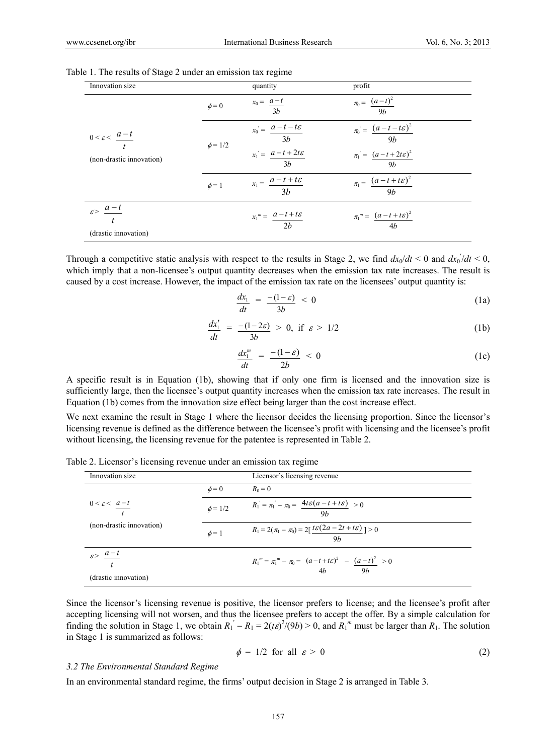Table 1. The results of Stage 2 under an emission tax regime

| Innovation size | | quantity | profit |
|---|---|---|---|
| $0 < \varepsilon < \dfrac{a-t}{t}$ (non-drastic innovation) | $\phi = 0$ | $x_0 = \dfrac{a-t}{3b}$ | $\pi_0 = \dfrac{(a-t)^2}{9b}$ |
| | $\phi = 1/2$ | $x_0^{'} = \dfrac{a-t-t\varepsilon}{3b}$ <br> $x_1^{'} = \dfrac{a-t+2t\varepsilon}{3b}$ | $\pi_0^{'} = \dfrac{(a-t-t\varepsilon)^2}{9b}$ <br> $\pi_1^{'} = \dfrac{(a-t+2t\varepsilon)^2}{9b}$ |
| | $\phi = 1$ | $x_1 = \dfrac{a-t+t\varepsilon}{3b}$ | $\pi_1 = \dfrac{(a-t+t\varepsilon)^2}{9b}$ |
| $\varepsilon > \dfrac{a-t}{t}$ (drastic innovation) | | $x_1^m = \dfrac{a-t+t\varepsilon}{2b}$ | $\pi_1^m = \dfrac{(a-t+t\varepsilon)^2}{4b}$ |

Through a competitive static analysis with respect to the results in Stage 2, we find $dx_0/dt < 0$ and $dx_0^{'}/dt < 0$, which imply that a non-licensee's output quantity decreases when the emission tax rate increases. The result is caused by a cost increase. However, the impact of the emission tax rate on the licensees' output quantity is:

$$\frac{dx_1}{dt} = \frac{-(1-\varepsilon)}{3b} < 0 \tag{1a}$$

$$\frac{dx_1'}{dt} = \frac{-(1-2\varepsilon)}{3b} > 0, \text{ if } \varepsilon > 1/2 \tag{1b}$$

$$\frac{dx_1^m}{dt} = \frac{-(1-\varepsilon)}{2b} < 0 \tag{1c}$$

A specific result is in Equation (1b), showing that if only one firm is licensed and the innovation size is sufficiently large, then the licensee's output quantity increases when the emission tax rate increases. The result in Equation (1b) comes from the innovation size effect being larger than the cost increase effect.

We next examine the result in Stage 1 where the licensor decides the licensing proportion. Since the licensor's licensing revenue is defined as the difference between the licensee's profit with licensing and the licensee's profit without licensing, the licensing revenue for the patentee is represented in Table 2.

Table 2. Licensor's licensing revenue under an emission tax regime

| Innovation size | | Licensor's licensing revenue |
|---|---|---|
| $0 < \varepsilon < \dfrac{a-t}{t}$ (non-drastic innovation) | $\phi = 0$ | $R_0 = 0$ |
| | $\phi = 1/2$ | $R_1^{'} = \pi_1^{'} - \pi_0 = \dfrac{4t\varepsilon(a-t+t\varepsilon)}{9b} > 0$ |
| | $\phi = 1$ | $R_1 = 2(\pi_1 - \pi_0) = 2[\dfrac{t\varepsilon(2a-2t+t\varepsilon)}{9b}] > 0$ |
| $\varepsilon > \dfrac{a-t}{t}$ (drastic innovation) | | $R_1^m = \pi_1^m - \pi_0 = \dfrac{(a-t+t\varepsilon)^2}{4b} - \dfrac{(a-t)^2}{9b} > 0$ |

Since the licensor's licensing revenue is positive, the licensor prefers to license; and the licensee's profit after accepting licensing will not worsen, and thus the licensee prefers to accept the offer. By a simple calculation for finding the solution in Stage 1, we obtain $R_1^{'} - R_1 = 2(t\varepsilon)^2/(9b) > 0$, and $R_1^m$ must be larger than $R_1$. The solution in Stage 1 is summarized as follows:

$$\phi = 1/2 \text{ for all } \varepsilon > 0 \tag{2}$$

### 3.2 The Environmental Standard Regime

In an environmental standard regime, the firms' output decision in Stage 2 is arranged in Table 3.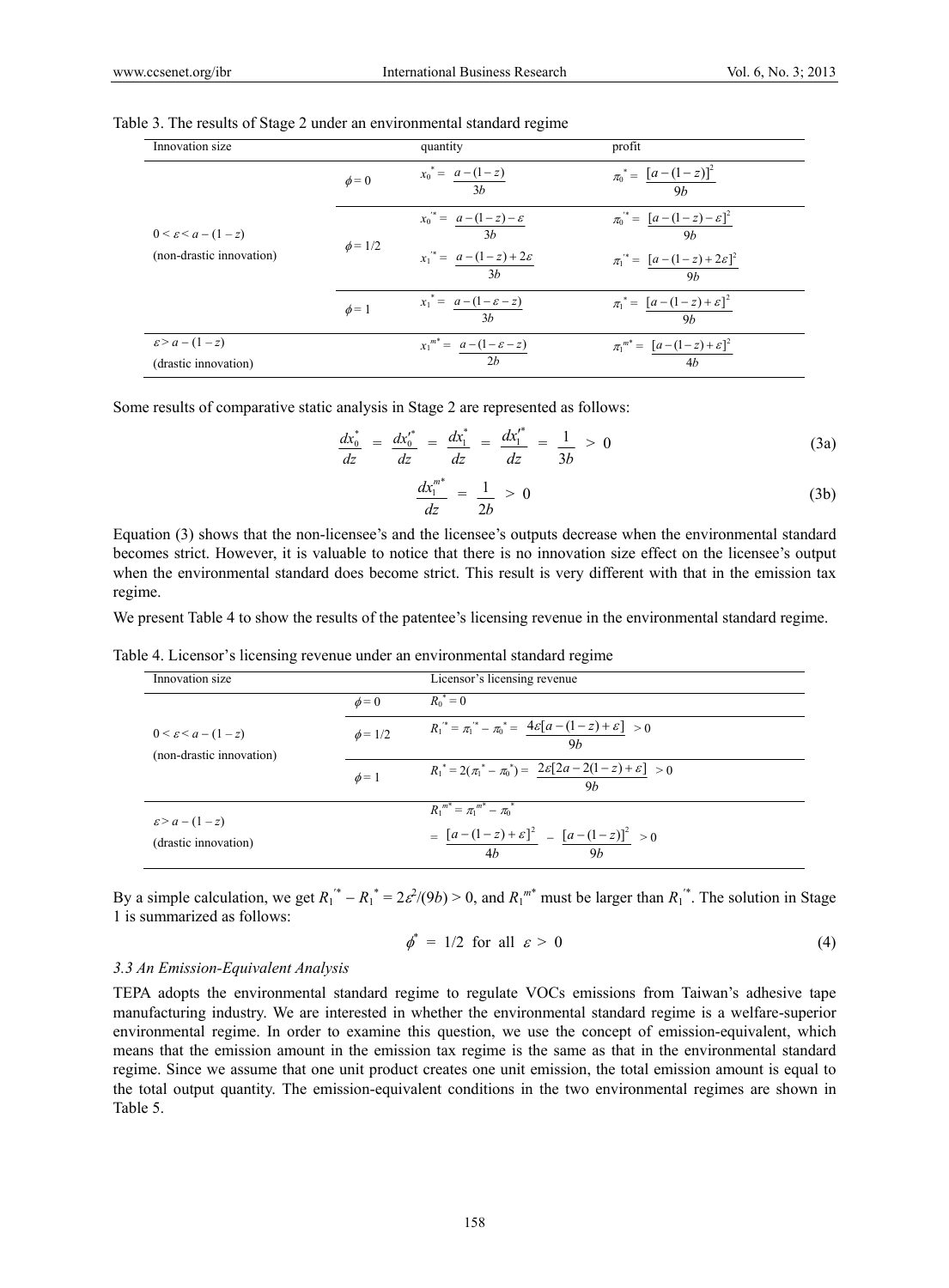Table 3. The results of Stage 2 under an environmental standard regime

| Innovation size | | quantity | profit |
|---|---|---|---|
| $0 < \varepsilon < a-(1-z)$ (non-drastic innovation) | $\phi = 0$ | $x_0^* = \dfrac{a-(1-z)}{3b}$ | $\pi_0^* = \dfrac{[a-(1-z)]^2}{9b}$ |
| | $\phi = 1/2$ | $x_0'^* = \dfrac{a-(1-z)-\varepsilon}{3b}$; $x_1'^* = \dfrac{a-(1-z)+2\varepsilon}{3b}$ | $\pi_0'^* = \dfrac{[a-(1-z)-\varepsilon]^2}{9b}$; $\pi_1'^* = \dfrac{[a-(1-z)+2\varepsilon]^2}{9b}$ |
| | $\phi = 1$ | $x_1^* = \dfrac{a-(1-\varepsilon-z)}{3b}$ | $\pi_1^* = \dfrac{[a-(1-z)+\varepsilon]^2}{9b}$ |
| $\varepsilon > a-(1-z)$ (drastic innovation) | | $x_1^{m*} = \dfrac{a-(1-\varepsilon-z)}{2b}$ | $\pi_1^{m*} = \dfrac{[a-(1-z)+\varepsilon]^2}{4b}$ |

Some results of comparative static analysis in Stage 2 are represented as follows:

$$\frac{dx_0^*}{dz} = \frac{dx_0'^*}{dz} = \frac{dx_1^*}{dz} = \frac{dx_1'^*}{dz} = \frac{1}{3b} > 0 \tag{3a}$$

$$\frac{dx_1^{m*}}{dz} = \frac{1}{2b} > 0 \tag{3b}$$

Equation (3) shows that the non-licensee's and the licensee's outputs decrease when the environmental standard becomes strict. However, it is valuable to notice that there is no innovation size effect on the licensee's output when the environmental standard does become strict. This result is very different with that in the emission tax regime.

We present Table 4 to show the results of the patentee's licensing revenue in the environmental standard regime.

Table 4. Licensor's licensing revenue under an environmental standard regime

| Innovation size | | Licensor's licensing revenue |
|---|---|---|
| $0 < \varepsilon < a-(1-z)$ (non-drastic innovation) | $\phi = 0$ | $R_0^* = 0$ |
| | $\phi = 1/2$ | $R_1'^* = \pi_1'^* - \pi_0^* = \dfrac{4\varepsilon[a-(1-z)+\varepsilon]}{9b} > 0$ |
| | $\phi = 1$ | $R_1^* = 2(\pi_1^* - \pi_0^*) = \dfrac{2\varepsilon[2a-2(1-z)+\varepsilon]}{9b} > 0$ |
| $\varepsilon > a-(1-z)$ (drastic innovation) | | $R_1^{m*} = \pi_1^{m*} - \pi_0^* = \dfrac{[a-(1-z)+\varepsilon]^2}{4b} - \dfrac{[a-(1-z)]^2}{9b} > 0$ |

By a simple calculation, we get $R_1'^* - R_1^* = 2\varepsilon^2/(9b) > 0$, and $R_1^{m*}$ must be larger than $R_1'^*$. The solution in Stage 1 is summarized as follows:

$$\phi^* = 1/2 \text{ for all } \varepsilon > 0 \tag{4}$$

### *3.3 An Emission-Equivalent Analysis*

TEPA adopts the environmental standard regime to regulate VOCs emissions from Taiwan's adhesive tape manufacturing industry. We are interested in whether the environmental standard regime is a welfare-superior environmental regime. In order to examine this question, we use the concept of emission-equivalent, which means that the emission amount in the emission tax regime is the same as that in the environmental standard regime. Since we assume that one unit product creates one unit emission, the total emission amount is equal to the total output quantity. The emission-equivalent conditions in the two environmental regimes are shown in Table 5.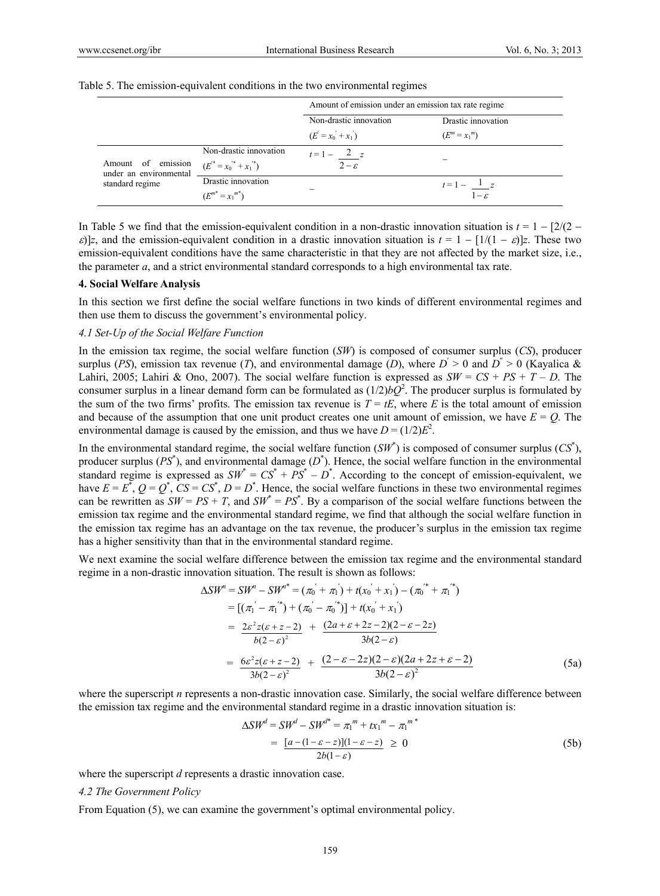Table 5. The emission-equivalent conditions in the two environmental regimes

| | | Amount of emission under an emission tax rate regime | |
|---|---|---|---|
| | | Non-drastic innovation ($E^{'} = x_0^{'} + x_1^{'}$) | Drastic innovation ($E^{m} = x_1^{m}$) |
| Amount of emission under an environmental standard regime | Non-drastic innovation ($E^{'*} = x_0^{'*} + x_1^{'*}$) | $t = 1 - \dfrac{2}{2-\varepsilon}z$ | – |
| | Drastic innovation ($E^{m*} = x_1^{m*}$) | – | $t = 1 - \dfrac{1}{1-\varepsilon}z$ |

In Table 5 we find that the emission-equivalent condition in a non-drastic innovation situation is $t = 1 - [2/(2 - \varepsilon)]z$, and the emission-equivalent condition in a drastic innovation situation is $t = 1 - [1/(1 - \varepsilon)]z$. These two emission-equivalent conditions have the same characteristic in that they are not affected by the market size, i.e., the parameter $a$, and a strict environmental standard corresponds to a high environmental tax rate.

## 4. Social Welfare Analysis

In this section we first define the social welfare functions in two kinds of different environmental regimes and then use them to discuss the government's environmental policy.

### 4.1 Set-Up of the Social Welfare Function

In the emission tax regime, the social welfare function ($SW$) is composed of consumer surplus ($CS$), producer surplus ($PS$), emission tax revenue ($T$), and environmental damage ($D$), where $D^{'} > 0$ and $D^{''} > 0$ (Kayalica & Lahiri, 2005; Lahiri & Ono, 2007). The social welfare function is expressed as $SW = CS + PS + T - D$. The consumer surplus in a linear demand form can be formulated as $(1/2)bQ^2$. The producer surplus is formulated by the sum of the two firms' profits. The emission tax revenue is $T = tE$, where $E$ is the total amount of emission and because of the assumption that one unit product creates one unit amount of emission, we have $E = Q$. The environmental damage is caused by the emission, and thus we have $D = (1/2)E^2$.

In the environmental standard regime, the social welfare function ($SW^*$) is composed of consumer surplus ($CS^*$), producer surplus ($PS^*$), and environmental damage ($D^*$). Hence, the social welfare function in the environmental standard regime is expressed as $SW^* = CS^* + PS^* - D^*$. According to the concept of emission-equivalent, we have $E = E^*$, $Q = Q^*$, $CS = CS^*$, $D = D^*$. Hence, the social welfare functions in these two environmental regimes can be rewritten as $SW = PS + T$, and $SW^* = PS^*$. By a comparison of the social welfare functions between the emission tax regime and the environmental standard regime, we find that although the social welfare function in the emission tax regime has an advantage on the tax revenue, the producer's surplus in the emission tax regime has a higher sensitivity than that in the environmental standard regime.

We next examine the social welfare difference between the emission tax regime and the environmental standard regime in a non-drastic innovation situation. The result is shown as follows:

$$
\begin{aligned}
\Delta SW^n = SW^n - SW^{n*} &= (\pi_0^{'} + \pi_1^{'}) + t(x_0^{'} + x_1^{'}) - (\pi_0^{'*} + \pi_1^{'*}) \\
&= [(\pi_1^{'} - \pi_1^{'*}) + (\pi_0^{'} - \pi_0^{'*})] + t(x_0^{'} + x_1^{'}) \\
&= \frac{2\varepsilon^2 z(\varepsilon + z - 2)}{b(2-\varepsilon)^2} + \frac{(2a + \varepsilon + 2z - 2)(2 - \varepsilon - 2z)}{3b(2-\varepsilon)} \\
&= \frac{6\varepsilon^2 z(\varepsilon + z - 2)}{3b(2-\varepsilon)^2} + \frac{(2 - \varepsilon - 2z)(2-\varepsilon)(2a + 2z + \varepsilon - 2)}{3b(2-\varepsilon)^2}
\end{aligned}
\tag{5a}
$$

where the superscript $n$ represents a non-drastic innovation case. Similarly, the social welfare difference between the emission tax regime and the environmental standard regime in a drastic innovation situation is:

$$
\begin{aligned}
\Delta SW^d = SW^d - SW^{d*} &= \pi_1^{m} + tx_1^{m} - \pi_1^{m*} \\
&= \frac{[a - (1 - \varepsilon - z)](1 - \varepsilon - z)}{2b(1-\varepsilon)} \geq 0
\end{aligned}
\tag{5b}
$$

where the superscript $d$ represents a drastic innovation case.

### 4.2 The Government Policy

From Equation (5), we can examine the government's optimal environmental policy.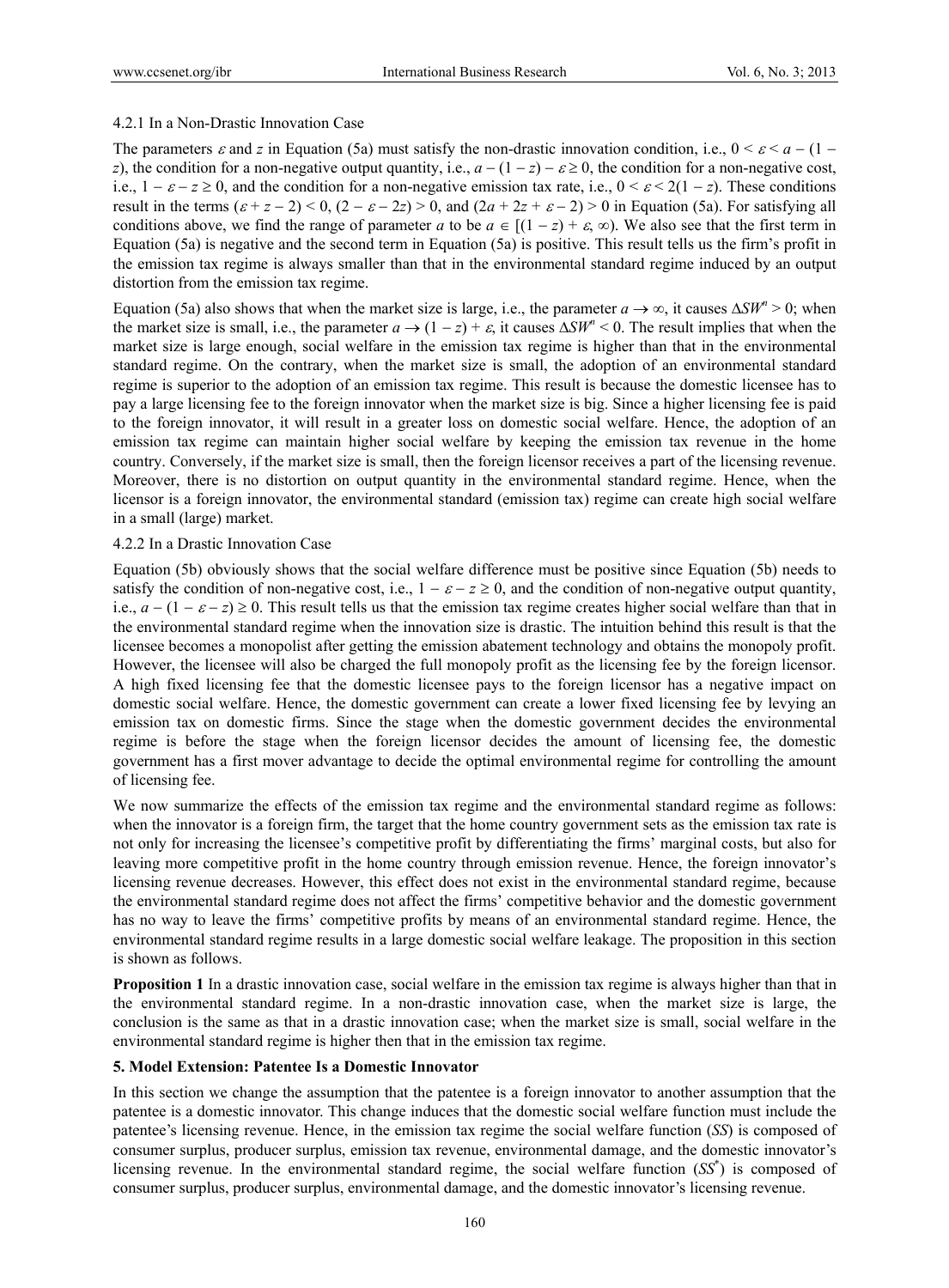#### 4.2.1 In a Non-Drastic Innovation Case

The parameters $\varepsilon$ and $z$ in Equation (5a) must satisfy the non-drastic innovation condition, i.e., $0 < \varepsilon < a - (1 - z)$, the condition for a non-negative output quantity, i.e., $a - (1 - z) - \varepsilon \geq 0$, the condition for a non-negative cost, i.e., $1 - \varepsilon - z \geq 0$, and the condition for a non-negative emission tax rate, i.e., $0 < \varepsilon < 2(1 - z)$. These conditions result in the terms $(\varepsilon + z - 2) < 0$, $(2 - \varepsilon - 2z) > 0$, and $(2a + 2z + \varepsilon - 2) > 0$ in Equation (5a). For satisfying all conditions above, we find the range of parameter $a$ to be $a \in [(1 - z) + \varepsilon, \infty)$. We also see that the first term in Equation (5a) is negative and the second term in Equation (5a) is positive. This result tells us the firm's profit in the emission tax regime is always smaller than that in the environmental standard regime induced by an output distortion from the emission tax regime.

Equation (5a) also shows that when the market size is large, i.e., the parameter $a \to \infty$, it causes $\Delta SW^n > 0$; when the market size is small, i.e., the parameter $a \to (1 - z) + \varepsilon$, it causes $\Delta SW^n < 0$. The result implies that when the market size is large enough, social welfare in the emission tax regime is higher than that in the environmental standard regime. On the contrary, when the market size is small, the adoption of an environmental standard regime is superior to the adoption of an emission tax regime. This result is because the domestic licensee has to pay a large licensing fee to the foreign innovator when the market size is big. Since a higher licensing fee is paid to the foreign innovator, it will result in a greater loss on domestic social welfare. Hence, the adoption of an emission tax regime can maintain higher social welfare by keeping the emission tax revenue in the home country. Conversely, if the market size is small, then the foreign licensor receives a part of the licensing revenue. Moreover, there is no distortion on output quantity in the environmental standard regime. Hence, when the licensor is a foreign innovator, the environmental standard (emission tax) regime can create high social welfare in a small (large) market.

#### 4.2.2 In a Drastic Innovation Case

Equation (5b) obviously shows that the social welfare difference must be positive since Equation (5b) needs to satisfy the condition of non-negative cost, i.e., $1 - \varepsilon - z \geq 0$, and the condition of non-negative output quantity, i.e., $a - (1 - \varepsilon - z) \geq 0$. This result tells us that the emission tax regime creates higher social welfare than that in the environmental standard regime when the innovation size is drastic. The intuition behind this result is that the licensee becomes a monopolist after getting the emission abatement technology and obtains the monopoly profit. However, the licensee will also be charged the full monopoly profit as the licensing fee by the foreign licensor. A high fixed licensing fee that the domestic licensee pays to the foreign licensor has a negative impact on domestic social welfare. Hence, the domestic government can create a lower fixed licensing fee by levying an emission tax on domestic firms. Since the stage when the domestic government decides the environmental regime is before the stage when the foreign licensor decides the amount of licensing fee, the domestic government has a first mover advantage to decide the optimal environmental regime for controlling the amount of licensing fee.

We now summarize the effects of the emission tax regime and the environmental standard regime as follows: when the innovator is a foreign firm, the target that the home country government sets as the emission tax rate is not only for increasing the licensee's competitive profit by differentiating the firms' marginal costs, but also for leaving more competitive profit in the home country through emission revenue. Hence, the foreign innovator's licensing revenue decreases. However, this effect does not exist in the environmental standard regime, because the environmental standard regime does not affect the firms' competitive behavior and the domestic government has no way to leave the firms' competitive profits by means of an environmental standard regime. Hence, the environmental standard regime results in a large domestic social welfare leakage. The proposition in this section is shown as follows.

**Proposition 1** In a drastic innovation case, social welfare in the emission tax regime is always higher than that in the environmental standard regime. In a non-drastic innovation case, when the market size is large, the conclusion is the same as that in a drastic innovation case; when the market size is small, social welfare in the environmental standard regime is higher then that in the emission tax regime.

## 5. Model Extension: Patentee Is a Domestic Innovator

In this section we change the assumption that the patentee is a foreign innovator to another assumption that the patentee is a domestic innovator. This change induces that the domestic social welfare function must include the patentee's licensing revenue. Hence, in the emission tax regime the social welfare function ($SS$) is composed of consumer surplus, producer surplus, emission tax revenue, environmental damage, and the domestic innovator's licensing revenue. In the environmental standard regime, the social welfare function ($SS^*$) is composed of consumer surplus, producer surplus, environmental damage, and the domestic innovator's licensing revenue.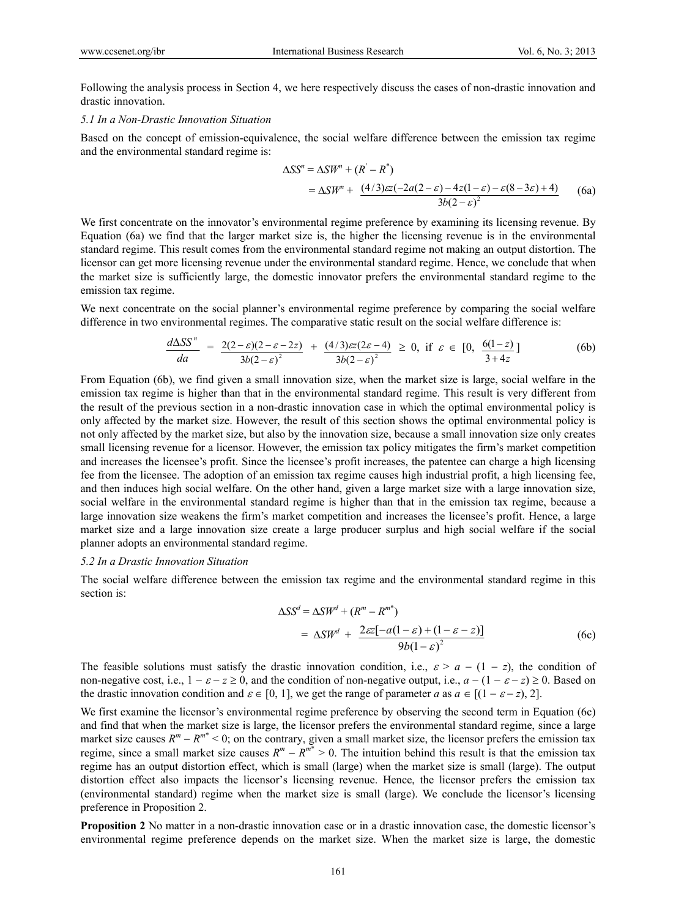Following the analysis process in Section 4, we here respectively discuss the cases of non-drastic innovation and drastic innovation.

### *5.1 In a Non-Drastic Innovation Situation*

Based on the concept of emission-equivalence, the social welfare difference between the emission tax regime and the environmental standard regime is:

$$\Delta SS^n = \Delta SW^n + (R^{'} - R^{*})$$
$$= \Delta SW^n + \frac{(4/3)\varepsilon z(-2a(2-\varepsilon)-4z(1-\varepsilon)-\varepsilon(8-3\varepsilon)+4)}{3b(2-\varepsilon)^2} \quad (6a)$$

We first concentrate on the innovator's environmental regime preference by examining its licensing revenue. By Equation (6a) we find that the larger market size is, the higher the licensing revenue is in the environmental standard regime. This result comes from the environmental standard regime not making an output distortion. The licensor can get more licensing revenue under the environmental standard regime. Hence, we conclude that when the market size is sufficiently large, the domestic innovator prefers the environmental standard regime to the emission tax regime.

We next concentrate on the social planner's environmental regime preference by comparing the social welfare difference in two environmental regimes. The comparative static result on the social welfare difference is:

$$\frac{d\Delta SS^n}{da} = \frac{2(2-\varepsilon)(2-\varepsilon-2z)}{3b(2-\varepsilon)^2} + \frac{(4/3)\varepsilon z(2\varepsilon-4)}{3b(2-\varepsilon)^2} \geq 0, \text{ if } \varepsilon \in [0, \frac{6(1-z)}{3+4z}] \quad (6b)$$

From Equation (6b), we find given a small innovation size, when the market size is large, social welfare in the emission tax regime is higher than that in the environmental standard regime. This result is very different from the result of the previous section in a non-drastic innovation case in which the optimal environmental policy is only affected by the market size. However, the result of this section shows the optimal environmental policy is not only affected by the market size, but also by the innovation size, because a small innovation size only creates small licensing revenue for a licensor. However, the emission tax policy mitigates the firm's market competition and increases the licensee's profit. Since the licensee's profit increases, the patentee can charge a high licensing fee from the licensee. The adoption of an emission tax regime causes high industrial profit, a high licensing fee, and then induces high social welfare. On the other hand, given a large market size with a large innovation size, social welfare in the environmental standard regime is higher than that in the emission tax regime, because a large innovation size weakens the firm's market competition and increases the licensee's profit. Hence, a large market size and a large innovation size create a large producer surplus and high social welfare if the social planner adopts an environmental standard regime.

### *5.2 In a Drastic Innovation Situation*

The social welfare difference between the emission tax regime and the environmental standard regime in this section is:

$$\Delta SS^d = \Delta SW^d + (R^m - R^{m^*})$$
$$= \Delta SW^d + \frac{2\varepsilon z[-a(1-\varepsilon)+(1-\varepsilon-z)]}{9b(1-\varepsilon)^2} \quad (6c)$$

The feasible solutions must satisfy the drastic innovation condition, i.e., $\varepsilon > a - (1 - z)$, the condition of non-negative cost, i.e., $1 - \varepsilon - z \geq 0$, and the condition of non-negative output, i.e., $a - (1 - \varepsilon - z) \geq 0$. Based on the drastic innovation condition and $\varepsilon \in [0, 1]$, we get the range of parameter $a$ as $a \in [(1 - \varepsilon - z), 2]$.

We first examine the licensor's environmental regime preference by observing the second term in Equation (6c) and find that when the market size is large, the licensor prefers the environmental standard regime, since a large market size causes $R^m - R^{m^*} < 0$; on the contrary, given a small market size, the licensor prefers the emission tax regime, since a small market size causes $R^m - R^{m^*} > 0$. The intuition behind this result is that the emission tax regime has an output distortion effect, which is small (large) when the market size is small (large). The output distortion effect also impacts the licensor's licensing revenue. Hence, the licensor prefers the emission tax (environmental standard) regime when the market size is small (large). We conclude the licensor's licensing preference in Proposition 2.

**Proposition 2** No matter in a non-drastic innovation case or in a drastic innovation case, the domestic licensor's environmental regime preference depends on the market size. When the market size is large, the domestic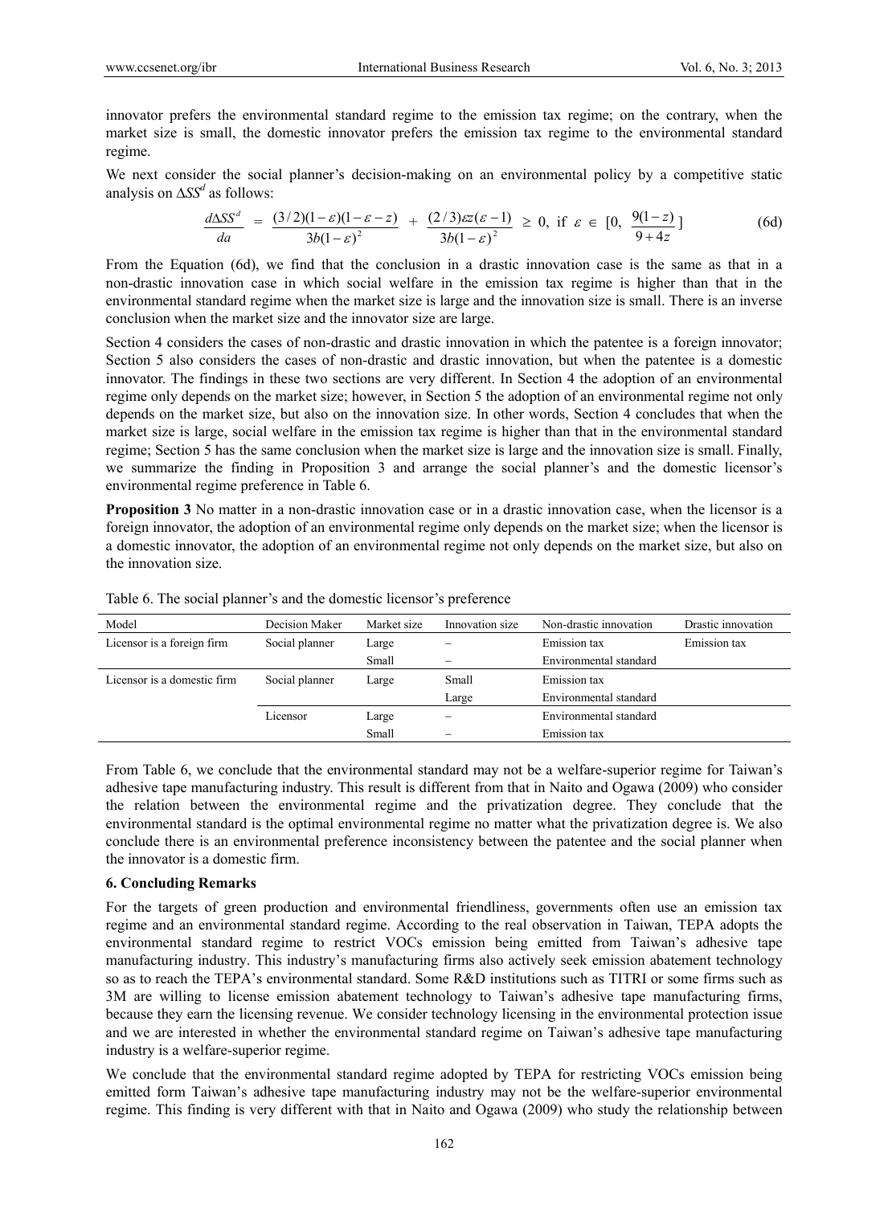innovator prefers the environmental standard regime to the emission tax regime; on the contrary, when the market size is small, the domestic innovator prefers the emission tax regime to the environmental standard regime.

We next consider the social planner's decision-making on an environmental policy by a competitive static analysis on $\Delta SS^d$ as follows:

$$\frac{d\Delta SS^d}{da} = \frac{(3/2)(1-\varepsilon)(1-\varepsilon-z)}{3b(1-\varepsilon)^2} + \frac{(2/3)\varepsilon z(\varepsilon-1)}{3b(1-\varepsilon)^2} \geq 0, \text{ if } \varepsilon \in [0, \frac{9(1-z)}{9+4z}] \tag{6d}$$

From the Equation (6d), we find that the conclusion in a drastic innovation case is the same as that in a non-drastic innovation case in which social welfare in the emission tax regime is higher than that in the environmental standard regime when the market size is large and the innovation size is small. There is an inverse conclusion when the market size and the innovator size are large.

Section 4 considers the cases of non-drastic and drastic innovation in which the patentee is a foreign innovator; Section 5 also considers the cases of non-drastic and drastic innovation, but when the patentee is a domestic innovator. The findings in these two sections are very different. In Section 4 the adoption of an environmental regime only depends on the market size; however, in Section 5 the adoption of an environmental regime not only depends on the market size, but also on the innovation size. In other words, Section 4 concludes that when the market size is large, social welfare in the emission tax regime is higher than that in the environmental standard regime; Section 5 has the same conclusion when the market size is large and the innovation size is small. Finally, we summarize the finding in Proposition 3 and arrange the social planner's and the domestic licensor's environmental regime preference in Table 6.

**Proposition 3** No matter in a non-drastic innovation case or in a drastic innovation case, when the licensor is a foreign innovator, the adoption of an environmental regime only depends on the market size; when the licensor is a domestic innovator, the adoption of an environmental regime not only depends on the market size, but also on the innovation size.

Table 6. The social planner's and the domestic licensor's preference

| Model | Decision Maker | Market size | Innovation size | Non-drastic innovation | Drastic innovation |
|---|---|---|---|---|---|
| Licensor is a foreign firm | Social planner | Large | – | Emission tax | Emission tax |
| | | Small | – | Environmental standard | |
| Licensor is a domestic firm | Social planner | Large | Small | Emission tax | |
| | | | Large | Environmental standard | |
| | Licensor | Large | – | Environmental standard | |
| | | Small | – | Emission tax | |

From Table 6, we conclude that the environmental standard may not be a welfare-superior regime for Taiwan's adhesive tape manufacturing industry. This result is different from that in Naito and Ogawa (2009) who consider the relation between the environmental regime and the privatization degree. They conclude that the environmental standard is the optimal environmental regime no matter what the privatization degree is. We also conclude there is an environmental preference inconsistency between the patentee and the social planner when the innovator is a domestic firm.

## 6. Concluding Remarks

For the targets of green production and environmental friendliness, governments often use an emission tax regime and an environmental standard regime. According to the real observation in Taiwan, TEPA adopts the environmental standard regime to restrict VOCs emission being emitted from Taiwan's adhesive tape manufacturing industry. This industry's manufacturing firms also actively seek emission abatement technology so as to reach the TEPA's environmental standard. Some R&D institutions such as TITRI or some firms such as 3M are willing to license emission abatement technology to Taiwan's adhesive tape manufacturing firms, because they earn the licensing revenue. We consider technology licensing in the environmental protection issue and we are interested in whether the environmental standard regime on Taiwan's adhesive tape manufacturing industry is a welfare-superior regime.

We conclude that the environmental standard regime adopted by TEPA for restricting VOCs emission being emitted form Taiwan's adhesive tape manufacturing industry may not be the welfare-superior environmental regime. This finding is very different with that in Naito and Ogawa (2009) who study the relationship between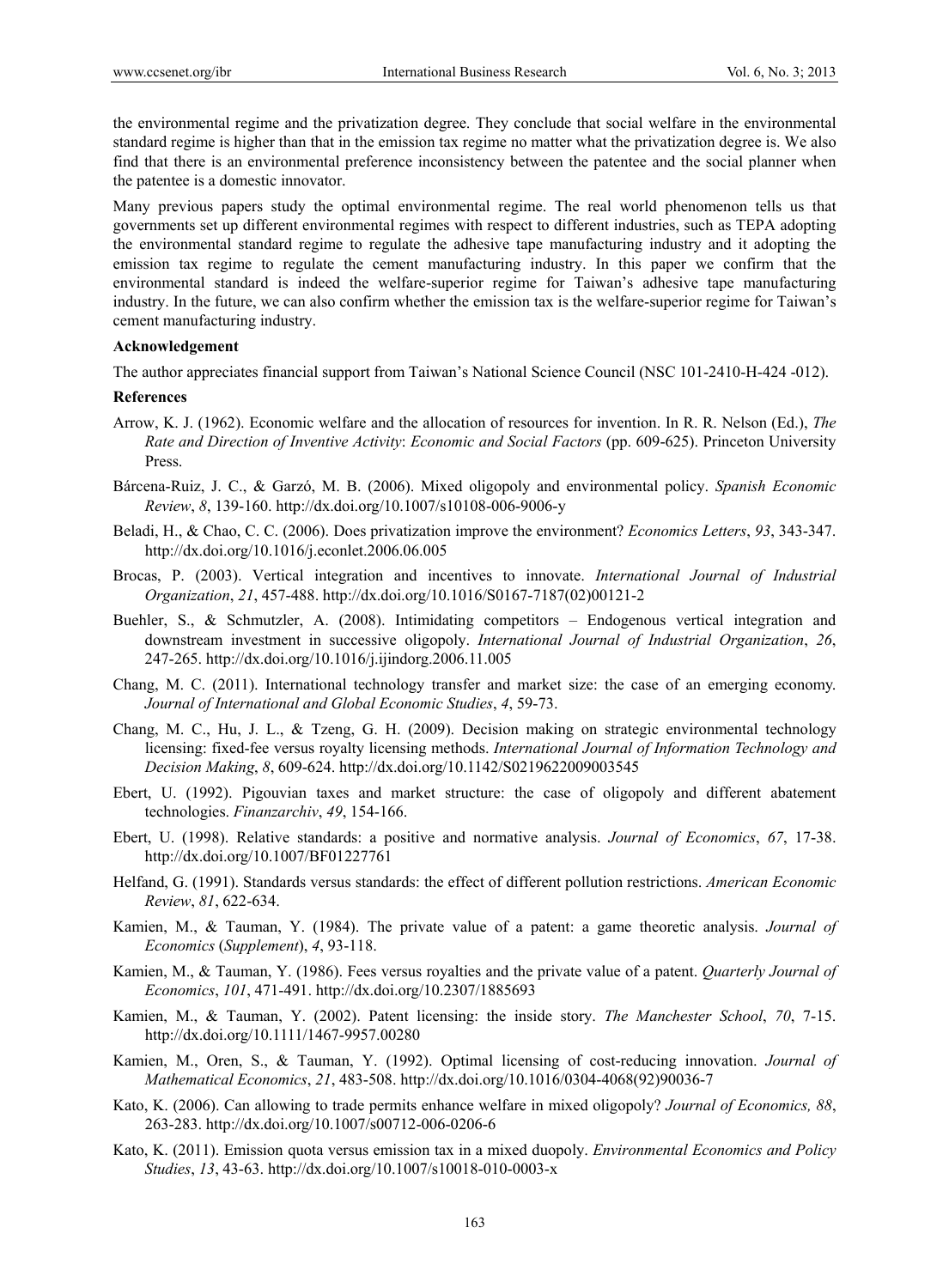the environmental regime and the privatization degree. They conclude that social welfare in the environmental standard regime is higher than that in the emission tax regime no matter what the privatization degree is. We also find that there is an environmental preference inconsistency between the patentee and the social planner when the patentee is a domestic innovator.

Many previous papers study the optimal environmental regime. The real world phenomenon tells us that governments set up different environmental regimes with respect to different industries, such as TEPA adopting the environmental standard regime to regulate the adhesive tape manufacturing industry and it adopting the emission tax regime to regulate the cement manufacturing industry. In this paper we confirm that the environmental standard is indeed the welfare-superior regime for Taiwan's adhesive tape manufacturing industry. In the future, we can also confirm whether the emission tax is the welfare-superior regime for Taiwan's cement manufacturing industry.

**Acknowledgement**

The author appreciates financial support from Taiwan's National Science Council (NSC 101-2410-H-424 -012).

**References**

Arrow, K. J. (1962). Economic welfare and the allocation of resources for invention. In R. R. Nelson (Ed.), *The Rate and Direction of Inventive Activity*: *Economic and Social Factors* (pp. 609-625). Princeton University Press.

Bárcena-Ruiz, J. C., & Garzó, M. B. (2006). Mixed oligopoly and environmental policy. *Spanish Economic Review*, *8*, 139-160. http://dx.doi.org/10.1007/s10108-006-9006-y

Beladi, H., & Chao, C. C. (2006). Does privatization improve the environment? *Economics Letters*, *93*, 343-347. http://dx.doi.org/10.1016/j.econlet.2006.06.005

Brocas, P. (2003). Vertical integration and incentives to innovate. *International Journal of Industrial Organization*, *21*, 457-488. http://dx.doi.org/10.1016/S0167-7187(02)00121-2

Buehler, S., & Schmutzler, A. (2008). Intimidating competitors – Endogenous vertical integration and downstream investment in successive oligopoly. *International Journal of Industrial Organization*, *26*, 247-265. http://dx.doi.org/10.1016/j.ijindorg.2006.11.005

Chang, M. C. (2011). International technology transfer and market size: the case of an emerging economy. *Journal of International and Global Economic Studies*, *4*, 59-73.

Chang, M. C., Hu, J. L., & Tzeng, G. H. (2009). Decision making on strategic environmental technology licensing: fixed-fee versus royalty licensing methods. *International Journal of Information Technology and Decision Making*, *8*, 609-624. http://dx.doi.org/10.1142/S0219622009003545

Ebert, U. (1992). Pigouvian taxes and market structure: the case of oligopoly and different abatement technologies. *Finanzarchiv*, *49*, 154-166.

Ebert, U. (1998). Relative standards: a positive and normative analysis. *Journal of Economics*, *67*, 17-38. http://dx.doi.org/10.1007/BF01227761

Helfand, G. (1991). Standards versus standards: the effect of different pollution restrictions. *American Economic Review*, *81*, 622-634.

Kamien, M., & Tauman, Y. (1984). The private value of a patent: a game theoretic analysis. *Journal of Economics* (*Supplement*), *4*, 93-118.

Kamien, M., & Tauman, Y. (1986). Fees versus royalties and the private value of a patent. *Quarterly Journal of Economics*, *101*, 471-491. http://dx.doi.org/10.2307/1885693

Kamien, M., & Tauman, Y. (2002). Patent licensing: the inside story. *The Manchester School*, *70*, 7-15. http://dx.doi.org/10.1111/1467-9957.00280

Kamien, M., Oren, S., & Tauman, Y. (1992). Optimal licensing of cost-reducing innovation. *Journal of Mathematical Economics*, *21*, 483-508. http://dx.doi.org/10.1016/0304-4068(92)90036-7

Kato, K. (2006). Can allowing to trade permits enhance welfare in mixed oligopoly? *Journal of Economics, 88*, 263-283. http://dx.doi.org/10.1007/s00712-006-0206-6

Kato, K. (2011). Emission quota versus emission tax in a mixed duopoly. *Environmental Economics and Policy Studies*, *13*, 43-63. http://dx.doi.org/10.1007/s10018-010-0003-x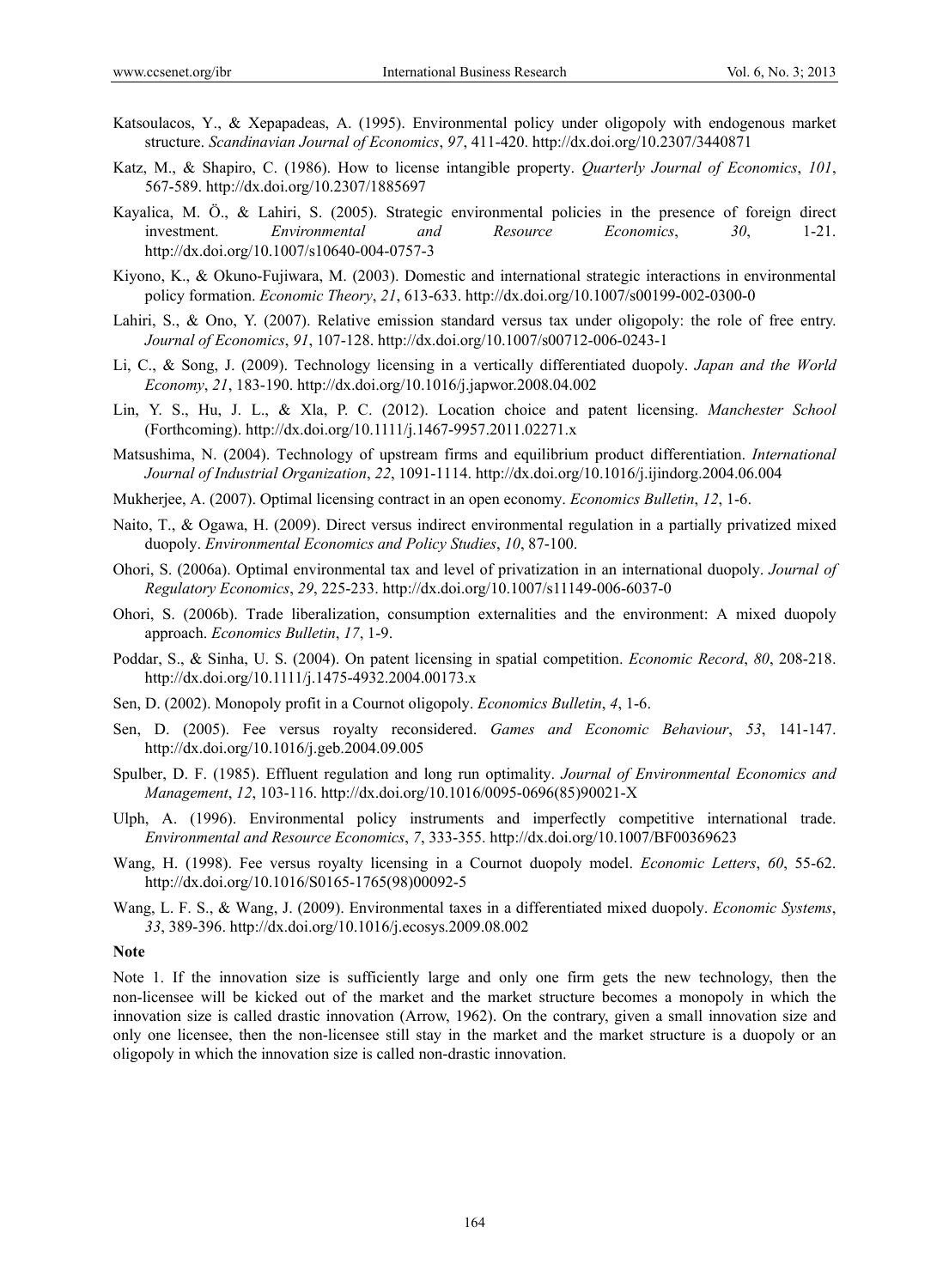Katsoulacos, Y., & Xepapadeas, A. (1995). Environmental policy under oligopoly with endogenous market structure. *Scandinavian Journal of Economics*, *97*, 411-420. http://dx.doi.org/10.2307/3440871

Katz, M., & Shapiro, C. (1986). How to license intangible property. *Quarterly Journal of Economics*, *101*, 567-589. http://dx.doi.org/10.2307/1885697

Kayalica, M. Ö., & Lahiri, S. (2005). Strategic environmental policies in the presence of foreign direct investment. *Environmental and Resource Economics*, *30*, 1-21. http://dx.doi.org/10.1007/s10640-004-0757-3

Kiyono, K., & Okuno-Fujiwara, M. (2003). Domestic and international strategic interactions in environmental policy formation. *Economic Theory*, *21*, 613-633. http://dx.doi.org/10.1007/s00199-002-0300-0

Lahiri, S., & Ono, Y. (2007). Relative emission standard versus tax under oligopoly: the role of free entry. *Journal of Economics*, *91*, 107-128. http://dx.doi.org/10.1007/s00712-006-0243-1

Li, C., & Song, J. (2009). Technology licensing in a vertically differentiated duopoly. *Japan and the World Economy*, *21*, 183-190. http://dx.doi.org/10.1016/j.japwor.2008.04.002

Lin, Y. S., Hu, J. L., & Xla, P. C. (2012). Location choice and patent licensing. *Manchester School* (Forthcoming). http://dx.doi.org/10.1111/j.1467-9957.2011.02271.x

Matsushima, N. (2004). Technology of upstream firms and equilibrium product differentiation. *International Journal of Industrial Organization*, *22*, 1091-1114. http://dx.doi.org/10.1016/j.ijindorg.2004.06.004

Mukherjee, A. (2007). Optimal licensing contract in an open economy. *Economics Bulletin*, *12*, 1-6.

Naito, T., & Ogawa, H. (2009). Direct versus indirect environmental regulation in a partially privatized mixed duopoly. *Environmental Economics and Policy Studies*, *10*, 87-100.

Ohori, S. (2006a). Optimal environmental tax and level of privatization in an international duopoly. *Journal of Regulatory Economics*, *29*, 225-233. http://dx.doi.org/10.1007/s11149-006-6037-0

Ohori, S. (2006b). Trade liberalization, consumption externalities and the environment: A mixed duopoly approach. *Economics Bulletin*, *17*, 1-9.

Poddar, S., & Sinha, U. S. (2004). On patent licensing in spatial competition. *Economic Record*, *80*, 208-218. http://dx.doi.org/10.1111/j.1475-4932.2004.00173.x

Sen, D. (2002). Monopoly profit in a Cournot oligopoly. *Economics Bulletin*, *4*, 1-6.

Sen, D. (2005). Fee versus royalty reconsidered. *Games and Economic Behaviour*, *53*, 141-147. http://dx.doi.org/10.1016/j.geb.2004.09.005

Spulber, D. F. (1985). Effluent regulation and long run optimality. *Journal of Environmental Economics and Management*, *12*, 103-116. http://dx.doi.org/10.1016/0095-0696(85)90021-X

Ulph, A. (1996). Environmental policy instruments and imperfectly competitive international trade. *Environmental and Resource Economics*, *7*, 333-355. http://dx.doi.org/10.1007/BF00369623

Wang, H. (1998). Fee versus royalty licensing in a Cournot duopoly model. *Economic Letters*, *60*, 55-62. http://dx.doi.org/10.1016/S0165-1765(98)00092-5

Wang, L. F. S., & Wang, J. (2009). Environmental taxes in a differentiated mixed duopoly. *Economic Systems*, *33*, 389-396. http://dx.doi.org/10.1016/j.ecosys.2009.08.002

**Note**

Note 1. If the innovation size is sufficiently large and only one firm gets the new technology, then the non-licensee will be kicked out of the market and the market structure becomes a monopoly in which the innovation size is called drastic innovation (Arrow, 1962). On the contrary, given a small innovation size and only one licensee, then the non-licensee still stay in the market and the market structure is a duopoly or an oligopoly in which the innovation size is called non-drastic innovation.